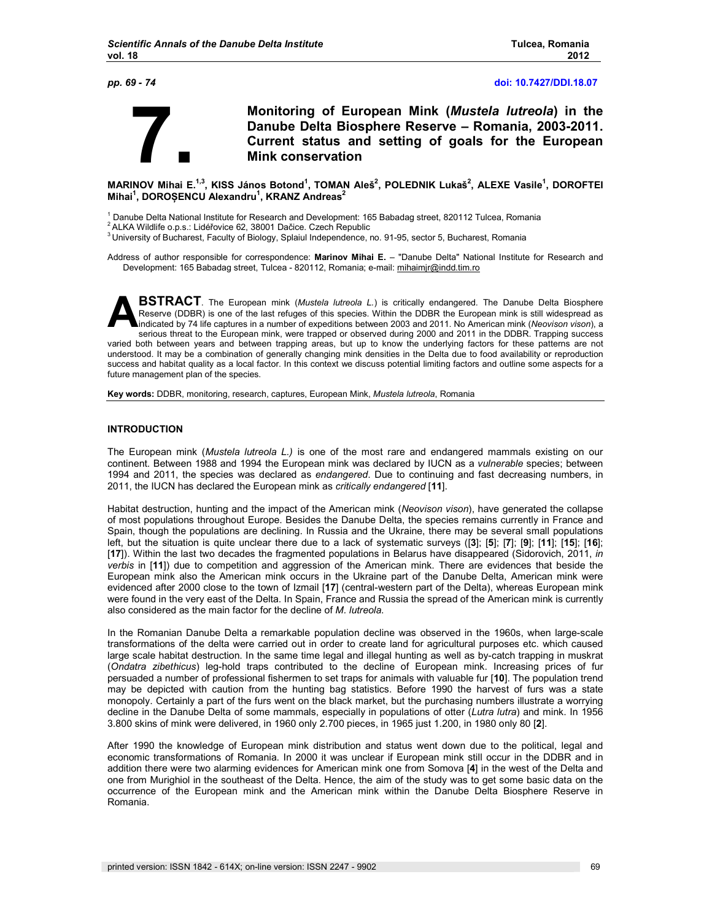# 7. Monitoring of European Mink (*Mustela lutreola*) in the Danube Delta Biosphere Reserve – Romania, 2003-2011. Current status and setting of goals for the European Mink conservation

**MARINOV Mihai E.[1,3], KISS János Botond[1], TOMAN Aleš[2], POLEDNIK Lukaš[2], ALEXE Vasile[1], DOROFTEI Mihai[1], DOROȘENCU Alexandru[1], KRANZ Andreas[2]**

[1] Danube Delta National Institute for Research and Development: 165 Babadag street, 820112 Tulcea, Romania
[2] ALKA Wildlife o.p.s.: Lidéřovice 62, 38001 Dačice. Czech Republic
[3] University of Bucharest, Faculty of Biology, Splaiul Independence, no. 91-95, sector 5, Bucharest, Romania

Address of author responsible for correspondence: **Marinov Mihai E.** – "Danube Delta" National Institute for Research and Development: 165 Babadag street, Tulcea - 820112, Romania; e-mail: mihaimjr@indd.tim.ro

**ABSTRACT**. The European mink (*Mustela lutreola L.*) is critically endangered. The Danube Delta Biosphere Reserve (DDBR) is one of the last refuges of this species. Within the DDBR the European mink is still widespread as indicated by 74 life captures in a number of expeditions between 2003 and 2011. No American mink (*Neovison vison*), a serious threat to the European mink, were trapped or observed during 2000 and 2011 in the DDBR. Trapping success varied both between years and between trapping areas, but up to know the underlying factors for these patterns are not understood. It may be a combination of generally changing mink densities in the Delta due to food availability or reproduction success and habitat quality as a local factor. In this context we discuss potential limiting factors and outline some aspects for a future management plan of the species.

**Key words:** DDBR, monitoring, research, captures, European Mink, *Mustela lutreola*, Romania

## INTRODUCTION

The European mink (*Mustela lutreola L.)* is one of the most rare and endangered mammals existing on our continent. Between 1988 and 1994 the European mink was declared by IUCN as a *vulnerable* species; between 1994 and 2011, the species was declared as *endangered*. Due to continuing and fast decreasing numbers, in 2011, the IUCN has declared the European mink as *critically endangered* [**11**].

Habitat destruction, hunting and the impact of the American mink (*Neovison vison*), have generated the collapse of most populations throughout Europe. Besides the Danube Delta, the species remains currently in France and Spain, though the populations are declining. In Russia and the Ukraine, there may be several small populations left, but the situation is quite unclear there due to a lack of systematic surveys ([**3**]; [**5**]; [**7**]; [**9**]; [**11**]; [**15**]; [**16**]; [**17**]). Within the last two decades the fragmented populations in Belarus have disappeared (Sidorovich, 2011, *in verbis* in [**11**]) due to competition and aggression of the American mink. There are evidences that beside the European mink also the American mink occurs in the Ukraine part of the Danube Delta, American mink were evidenced after 2000 close to the town of Izmail [**17**] (central-western part of the Delta), whereas European mink were found in the very east of the Delta. In Spain, France and Russia the spread of the American mink is currently also considered as the main factor for the decline of *M. lutreola*.

In the Romanian Danube Delta a remarkable population decline was observed in the 1960s, when large-scale transformations of the delta were carried out in order to create land for agricultural purposes etc. which caused large scale habitat destruction. In the same time legal and illegal hunting as well as by-catch trapping in muskrat (*Ondatra zibethicus*) leg-hold traps contributed to the decline of European mink. Increasing prices of fur persuaded a number of professional fishermen to set traps for animals with valuable fur [**10**]. The population trend may be depicted with caution from the hunting bag statistics. Before 1990 the harvest of furs was a state monopoly. Certainly a part of the furs went on the black market, but the purchasing numbers illustrate a worrying decline in the Danube Delta of some mammals, especially in populations of otter (*Lutra lutra*) and mink. In 1956 3.800 skins of mink were delivered, in 1960 only 2.700 pieces, in 1965 just 1.200, in 1980 only 80 [**2**].

After 1990 the knowledge of European mink distribution and status went down due to the political, legal and economic transformations of Romania. In 2000 it was unclear if European mink still occur in the DDBR and in addition there were two alarming evidences for American mink one from Somova [**4**] in the west of the Delta and one from Murighiol in the southeast of the Delta. Hence, the aim of the study was to get some basic data on the occurrence of the European mink and the American mink within the Danube Delta Biosphere Reserve in Romania.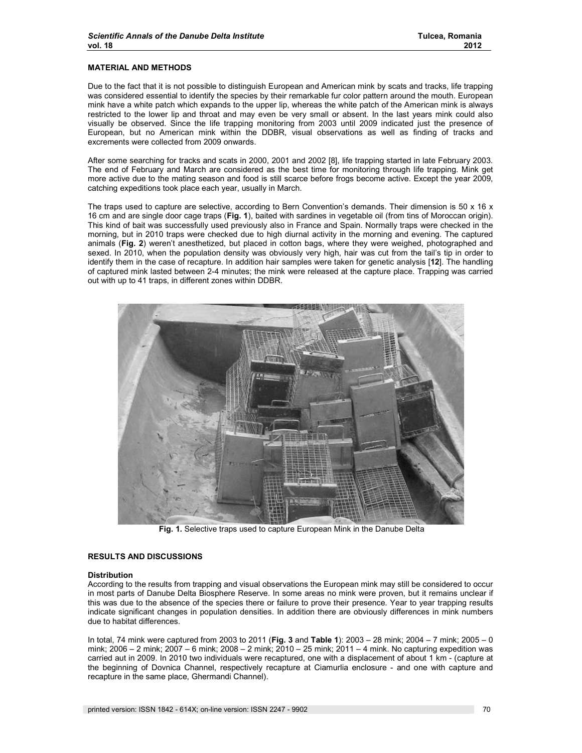## MATERIAL AND METHODS

Due to the fact that it is not possible to distinguish European and American mink by scats and tracks, life trapping was considered essential to identify the species by their remarkable fur color pattern around the mouth. European mink have a white patch which expands to the upper lip, whereas the white patch of the American mink is always restricted to the lower lip and throat and may even be very small or absent. In the last years mink could also visually be observed. Since the life trapping monitoring from 2003 until 2009 indicated just the presence of European, but no American mink within the DDBR, visual observations as well as finding of tracks and excrements were collected from 2009 onwards.

After some searching for tracks and scats in 2000, 2001 and 2002 [8], life trapping started in late February 2003. The end of February and March are considered as the best time for monitoring through life trapping. Mink get more active due to the mating season and food is still scarce before frogs become active. Except the year 2009, catching expeditions took place each year, usually in March.

The traps used to capture are selective, according to Bern Convention's demands. Their dimension is 50 x 16 x 16 cm and are single door cage traps (**Fig. 1**), baited with sardines in vegetable oil (from tins of Moroccan origin). This kind of bait was successfully used previously also in France and Spain. Normally traps were checked in the morning, but in 2010 traps were checked due to high diurnal activity in the morning and evening. The captured animals (**Fig. 2**) weren't anesthetized, but placed in cotton bags, where they were weighed, photographed and sexed. In 2010, when the population density was obviously very high, hair was cut from the tail's tip in order to identify them in the case of recapture. In addition hair samples were taken for genetic analysis [**12**]. The handling of captured mink lasted between 2-4 minutes; the mink were released at the capture place. Trapping was carried out with up to 41 traps, in different zones within DDBR.

**Fig. 1.** Selective traps used to capture European Mink in the Danube Delta

## RESULTS AND DISCUSSIONS

### Distribution

According to the results from trapping and visual observations the European mink may still be considered to occur in most parts of Danube Delta Biosphere Reserve. In some areas no mink were proven, but it remains unclear if this was due to the absence of the species there or failure to prove their presence. Year to year trapping results indicate significant changes in population densities. In addition there are obviously differences in mink numbers due to habitat differences.

In total, 74 mink were captured from 2003 to 2011 (**Fig. 3** and **Table 1**): 2003 – 28 mink; 2004 – 7 mink; 2005 – 0 mink; 2006 – 2 mink; 2007 – 6 mink; 2008 – 2 mink; 2010 – 25 mink; 2011 – 4 mink. No capturing expedition was carried aut in 2009. In 2010 two individuals were recaptured, one with a displacement of about 1 km - (capture at the beginning of Dovnica Channel, respectively recapture at Ciamurlia enclosure - and one with capture and recapture in the same place, Ghermandi Channel).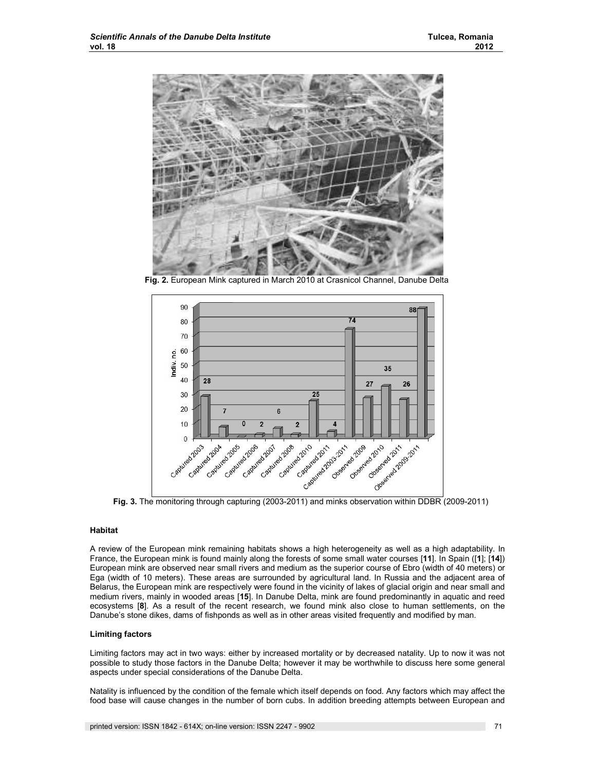Fig. 2. European Mink captured in March 2010 at Crasnicol Channel, Danube Delta

Fig. 3. The monitoring through capturing (2003-2011) and minks observation within DDBR (2009-2011)

### Habitat

A review of the European mink remaining habitats shows a high heterogeneity as well as a high adaptability. In France, the European mink is found mainly along the forests of some small water courses [**11**]. In Spain ([**1**]; [**14**]) European mink are observed near small rivers and medium as the superior course of Ebro (width of 40 meters) or Ega (width of 10 meters). These areas are surrounded by agricultural land. In Russia and the adjacent area of Belarus, the European mink are respectively were found in the vicinity of lakes of glacial origin and near small and medium rivers, mainly in wooded areas [**15**]. In Danube Delta, mink are found predominantly in aquatic and reed ecosystems [**8**]. As a result of the recent research, we found mink also close to human settlements, on the Danube's stone dikes, dams of fishponds as well as in other areas visited frequently and modified by man.

### Limiting factors

Limiting factors may act in two ways: either by increased mortality or by decreased natality. Up to now it was not possible to study those factors in the Danube Delta; however it may be worthwhile to discuss here some general aspects under special considerations of the Danube Delta.

Natality is influenced by the condition of the female which itself depends on food. Any factors which may affect the food base will cause changes in the number of born cubs. In addition breeding attempts between European and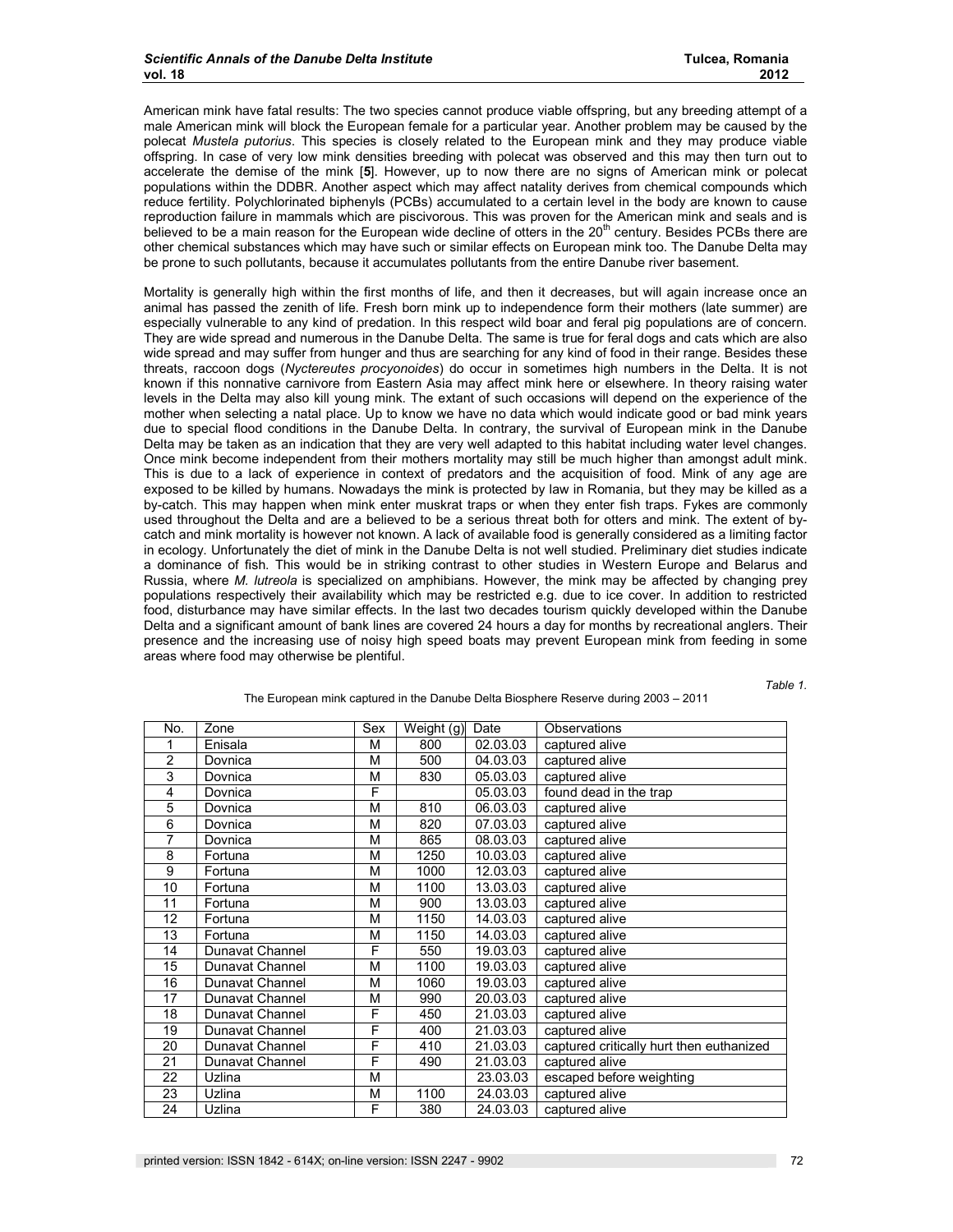American mink have fatal results: The two species cannot produce viable offspring, but any breeding attempt of a male American mink will block the European female for a particular year. Another problem may be caused by the polecat *Mustela putorius*. This species is closely related to the European mink and they may produce viable offspring. In case of very low mink densities breeding with polecat was observed and this may then turn out to accelerate the demise of the mink [**5**]. However, up to now there are no signs of American mink or polecat populations within the DDBR. Another aspect which may affect natality derives from chemical compounds which reduce fertility. Polychlorinated biphenyls (PCBs) accumulated to a certain level in the body are known to cause reproduction failure in mammals which are piscivorous. This was proven for the American mink and seals and is believed to be a main reason for the European wide decline of otters in the 20[th] century. Besides PCBs there are other chemical substances which may have such or similar effects on European mink too. The Danube Delta may be prone to such pollutants, because it accumulates pollutants from the entire Danube river basement.

Mortality is generally high within the first months of life, and then it decreases, but will again increase once an animal has passed the zenith of life. Fresh born mink up to independence form their mothers (late summer) are especially vulnerable to any kind of predation. In this respect wild boar and feral pig populations are of concern. They are wide spread and numerous in the Danube Delta. The same is true for feral dogs and cats which are also wide spread and may suffer from hunger and thus are searching for any kind of food in their range. Besides these threats, raccoon dogs (*Nyctereutes procyonoides*) do occur in sometimes high numbers in the Delta. It is not known if this nonnative carnivore from Eastern Asia may affect mink here or elsewhere. In theory raising water levels in the Delta may also kill young mink. The extant of such occasions will depend on the experience of the mother when selecting a natal place. Up to know we have no data which would indicate good or bad mink years due to special flood conditions in the Danube Delta. In contrary, the survival of European mink in the Danube Delta may be taken as an indication that they are very well adapted to this habitat including water level changes. Once mink become independent from their mothers mortality may still be much higher than amongst adult mink. This is due to a lack of experience in context of predators and the acquisition of food. Mink of any age are exposed to be killed by humans. Nowadays the mink is protected by law in Romania, but they may be killed as a by-catch. This may happen when mink enter muskrat traps or when they enter fish traps. Fykes are commonly used throughout the Delta and are a believed to be a serious threat both for otters and mink. The extent of by-catch and mink mortality is however not known. A lack of available food is generally considered as a limiting factor in ecology. Unfortunately the diet of mink in the Danube Delta is not well studied. Preliminary diet studies indicate a dominance of fish. This would be in striking contrast to other studies in Western Europe and Belarus and Russia, where *M. lutreola* is specialized on amphibians. However, the mink may be affected by changing prey populations respectively their availability which may be restricted e.g. due to ice cover. In addition to restricted food, disturbance may have similar effects. In the last two decades tourism quickly developed within the Danube Delta and a significant amount of bank lines are covered 24 hours a day for months by recreational anglers. Their presence and the increasing use of noisy high speed boats may prevent European mink from feeding in some areas where food may otherwise be plentiful.

*Table 1.*

The European mink captured in the Danube Delta Biosphere Reserve during 2003 – 2011

| No. | Zone | Sex | Weight (g) | Date | Observations |
|---|---|---|---|---|---|
| 1 | Enisala | M | 800 | 02.03.03 | captured alive |
| 2 | Dovnica | M | 500 | 04.03.03 | captured alive |
| 3 | Dovnica | M | 830 | 05.03.03 | captured alive |
| 4 | Dovnica | F | | 05.03.03 | found dead in the trap |
| 5 | Dovnica | M | 810 | 06.03.03 | captured alive |
| 6 | Dovnica | M | 820 | 07.03.03 | captured alive |
| 7 | Dovnica | M | 865 | 08.03.03 | captured alive |
| 8 | Fortuna | M | 1250 | 10.03.03 | captured alive |
| 9 | Fortuna | M | 1000 | 12.03.03 | captured alive |
| 10 | Fortuna | M | 1100 | 13.03.03 | captured alive |
| 11 | Fortuna | M | 900 | 13.03.03 | captured alive |
| 12 | Fortuna | M | 1150 | 14.03.03 | captured alive |
| 13 | Fortuna | M | 1150 | 14.03.03 | captured alive |
| 14 | Dunavat Channel | F | 550 | 19.03.03 | captured alive |
| 15 | Dunavat Channel | M | 1100 | 19.03.03 | captured alive |
| 16 | Dunavat Channel | M | 1060 | 19.03.03 | captured alive |
| 17 | Dunavat Channel | M | 990 | 20.03.03 | captured alive |
| 18 | Dunavat Channel | F | 450 | 21.03.03 | captured alive |
| 19 | Dunavat Channel | F | 400 | 21.03.03 | captured alive |
| 20 | Dunavat Channel | F | 410 | 21.03.03 | captured critically hurt then euthanized |
| 21 | Dunavat Channel | F | 490 | 21.03.03 | captured alive |
| 22 | Uzlina | M | | 23.03.03 | escaped before weighting |
| 23 | Uzlina | M | 1100 | 24.03.03 | captured alive |
| 24 | Uzlina | F | 380 | 24.03.03 | captured alive |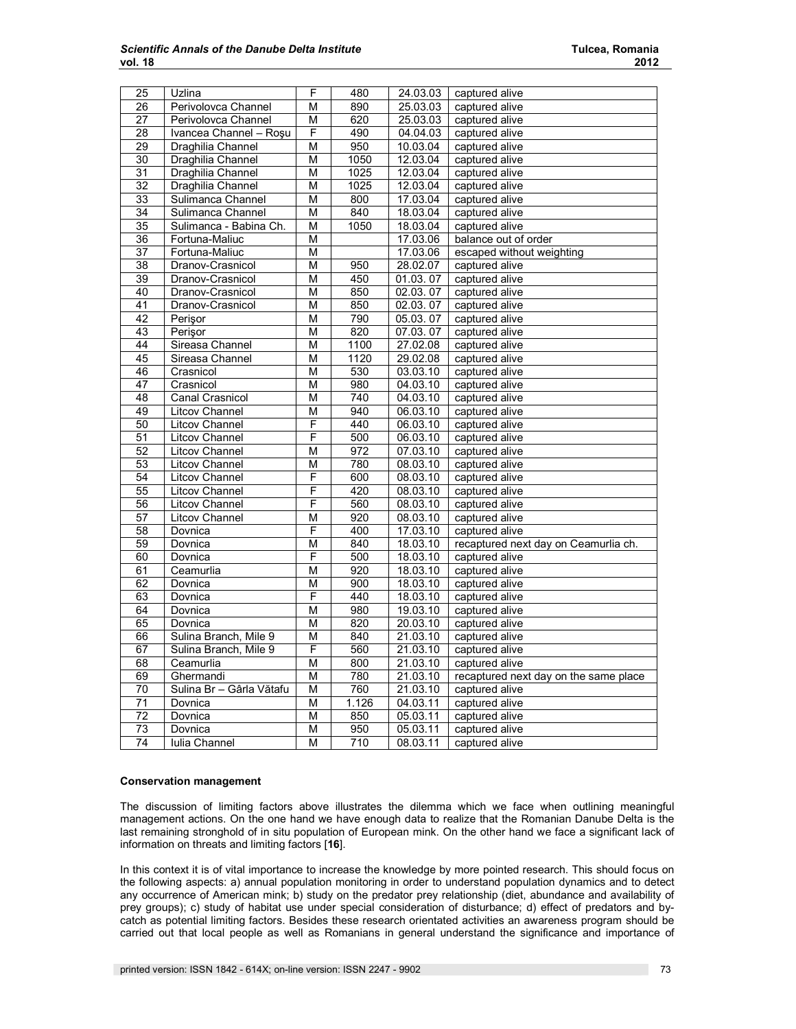| 25 | Uzlina | F | 480 | 24.03.03 | captured alive |
|---|---|---|---|---|---|
| 26 | Perivolovca Channel | M | 890 | 25.03.03 | captured alive |
| 27 | Perivolovca Channel | M | 620 | 25.03.03 | captured alive |
| 28 | Ivancea Channel – Roşu | F | 490 | 04.04.03 | captured alive |
| 29 | Draghilia Channel | M | 950 | 10.03.04 | captured alive |
| 30 | Draghilia Channel | M | 1050 | 12.03.04 | captured alive |
| 31 | Draghilia Channel | M | 1025 | 12.03.04 | captured alive |
| 32 | Draghilia Channel | M | 1025 | 12.03.04 | captured alive |
| 33 | Sulimanca Channel | M | 800 | 17.03.04 | captured alive |
| 34 | Sulimanca Channel | M | 840 | 18.03.04 | captured alive |
| 35 | Sulimanca - Babina Ch. | M | 1050 | 18.03.04 | captured alive |
| 36 | Fortuna-Maliuc | M | | 17.03.06 | balance out of order |
| 37 | Fortuna-Maliuc | M | | 17.03.06 | escaped without weighting |
| 38 | Dranov-Crasnicol | M | 950 | 28.02.07 | captured alive |
| 39 | Dranov-Crasnicol | M | 450 | 01.03. 07 | captured alive |
| 40 | Dranov-Crasnicol | M | 850 | 02.03. 07 | captured alive |
| 41 | Dranov-Crasnicol | M | 850 | 02.03. 07 | captured alive |
| 42 | Perişor | M | 790 | 05.03. 07 | captured alive |
| 43 | Perişor | M | 820 | 07.03. 07 | captured alive |
| 44 | Sireasa Channel | M | 1100 | 27.02.08 | captured alive |
| 45 | Sireasa Channel | M | 1120 | 29.02.08 | captured alive |
| 46 | Crasnicol | M | 530 | 03.03.10 | captured alive |
| 47 | Crasnicol | M | 980 | 04.03.10 | captured alive |
| 48 | Canal Crasnicol | M | 740 | 04.03.10 | captured alive |
| 49 | Litcov Channel | M | 940 | 06.03.10 | captured alive |
| 50 | Litcov Channel | F | 440 | 06.03.10 | captured alive |
| 51 | Litcov Channel | F | 500 | 06.03.10 | captured alive |
| 52 | Litcov Channel | M | 972 | 07.03.10 | captured alive |
| 53 | Litcov Channel | M | 780 | 08.03.10 | captured alive |
| 54 | Litcov Channel | F | 600 | 08.03.10 | captured alive |
| 55 | Litcov Channel | F | 420 | 08.03.10 | captured alive |
| 56 | Litcov Channel | F | 560 | 08.03.10 | captured alive |
| 57 | Litcov Channel | M | 920 | 08.03.10 | captured alive |
| 58 | Dovnica | F | 400 | 17.03.10 | captured alive |
| 59 | Dovnica | M | 840 | 18.03.10 | recaptured next day on Ceamurlia ch. |
| 60 | Dovnica | F | 500 | 18.03.10 | captured alive |
| 61 | Ceamurlia | M | 920 | 18.03.10 | captured alive |
| 62 | Dovnica | M | 900 | 18.03.10 | captured alive |
| 63 | Dovnica | F | 440 | 18.03.10 | captured alive |
| 64 | Dovnica | M | 980 | 19.03.10 | captured alive |
| 65 | Dovnica | M | 820 | 20.03.10 | captured alive |
| 66 | Sulina Branch, Mile 9 | M | 840 | 21.03.10 | captured alive |
| 67 | Sulina Branch, Mile 9 | F | 560 | 21.03.10 | captured alive |
| 68 | Ceamurlia | M | 800 | 21.03.10 | captured alive |
| 69 | Ghermandi | M | 780 | 21.03.10 | recaptured next day on the same place |
| 70 | Sulina Br – Gârla Vătafu | M | 760 | 21.03.10 | captured alive |
| 71 | Dovnica | M | 1.126 | 04.03.11 | captured alive |
| 72 | Dovnica | M | 850 | 05.03.11 | captured alive |
| 73 | Dovnica | M | 950 | 05.03.11 | captured alive |
| 74 | Iulia Channel | M | 710 | 08.03.11 | captured alive |

**Conservation management**

The discussion of limiting factors above illustrates the dilemma which we face when outlining meaningful management actions. On the one hand we have enough data to realize that the Romanian Danube Delta is the last remaining stronghold of in situ population of European mink. On the other hand we face a significant lack of information on threats and limiting factors [**16**].

In this context it is of vital importance to increase the knowledge by more pointed research. This should focus on the following aspects: a) annual population monitoring in order to understand population dynamics and to detect any occurrence of American mink; b) study on the predator prey relationship (diet, abundance and availability of prey groups); c) study of habitat use under special consideration of disturbance; d) effect of predators and by-catch as potential limiting factors. Besides these research orientated activities an awareness program should be carried out that local people as well as Romanians in general understand the significance and importance of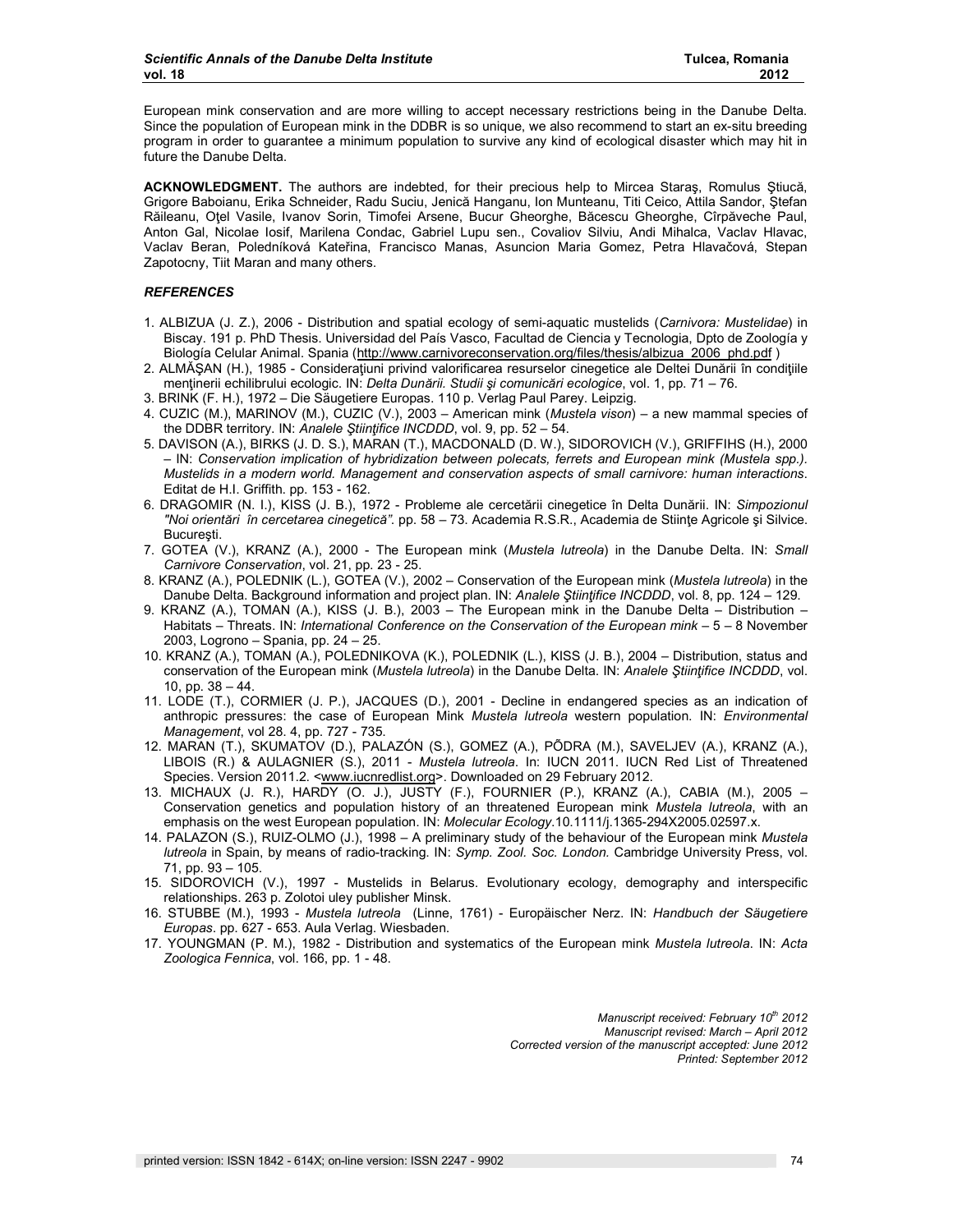European mink conservation and are more willing to accept necessary restrictions being in the Danube Delta. Since the population of European mink in the DDBR is so unique, we also recommend to start an ex-situ breeding program in order to guarantee a minimum population to survive any kind of ecological disaster which may hit in future the Danube Delta.

**ACKNOWLEDGMENT.** The authors are indebted, for their precious help to Mircea Staraş, Romulus Ştiucă, Grigore Baboianu, Erika Schneider, Radu Suciu, Jenică Hanganu, Ion Munteanu, Titi Ceico, Attila Sandor, Ştefan Răileanu, Oţel Vasile, Ivanov Sorin, Timofei Arsene, Bucur Gheorghe, Băcescu Gheorghe, Cîrpăveche Paul, Anton Gal, Nicolae Iosif, Marilena Condac, Gabriel Lupu sen., Covaliov Silviu, Andi Mihalca, Vaclav Hlavac, Vaclav Beran, Poledníková Kateřina, Francisco Manas, Asuncion Maria Gomez, Petra Hlavačová, Stepan Zapotocny, Tiit Maran and many others.

***REFERENCES***

1. ALBIZUA (J. Z.), 2006 - Distribution and spatial ecology of semi-aquatic mustelids (*Carnivora: Mustelidae*) in Biscay. 191 p. PhD Thesis. Universidad del País Vasco, Facultad de Ciencia y Tecnologia, Dpto de Zoología y Biología Celular Animal. Spania (http://www.carnivoreconservation.org/files/thesis/albizua_2006_phd.pdf )
2. ALMĂŞAN (H.), 1985 - Consideraţiuni privind valorificarea resurselor cinegetice ale Deltei Dunării în condiţiile menţinerii echilibrului ecologic. IN: *Delta Dunării. Studii şi comunicări ecologice*, vol. 1, pp. 71 – 76.
3. BRINK (F. H.), 1972 – Die Säugetiere Europas. 110 p. Verlag Paul Parey. Leipzig.
4. CUZIC (M.), MARINOV (M.), CUZIC (V.), 2003 – American mink (*Mustela vison*) – a new mammal species of the DDBR territory. IN: *Analele Ştiinţifice INCDDD*, vol. 9, pp. 52 – 54.
5. DAVISON (A.), BIRKS (J. D. S.), MARAN (T.), MACDONALD (D. W.), SIDOROVICH (V.), GRIFFIHS (H.), 2000 – IN: *Conservation implication of hybridization between polecats, ferrets and European mink (Mustela spp.). Mustelids in a modern world. Management and conservation aspects of small carnivore: human interactions*. Editat de H.I. Griffith. pp. 153 - 162.
6. DRAGOMIR (N. I.), KISS (J. B.), 1972 - Probleme ale cercetării cinegetice în Delta Dunării. IN: *Simpozionul "Noi orientări în cercetarea cinegetică"*. pp. 58 – 73. Academia R.S.R., Academia de Stiinţe Agricole şi Silvice. Bucureşti.
7. GOTEA (V.), KRANZ (A.), 2000 - The European mink (*Mustela lutreola*) in the Danube Delta. IN: *Small Carnivore Conservation*, vol. 21, pp. 23 - 25.
8. KRANZ (A.), POLEDNIK (L.), GOTEA (V.), 2002 – Conservation of the European mink (*Mustela lutreola*) in the Danube Delta. Background information and project plan. IN: *Analele Ştiinţifice INCDDD*, vol. 8, pp. 124 – 129.
9. KRANZ (A.), TOMAN (A.), KISS (J. B.), 2003 – The European mink in the Danube Delta – Distribution – Habitats – Threats. IN: *International Conference on the Conservation of the European mink* – 5 – 8 November 2003, Logrono – Spania, pp. 24 – 25.
10. KRANZ (A.), TOMAN (A.), POLEDNIKOVA (K.), POLEDNIK (L.), KISS (J. B.), 2004 – Distribution, status and conservation of the European mink (*Mustela lutreola*) in the Danube Delta. IN: *Analele Ştiinţifice INCDDD*, vol. 10, pp. 38 – 44.
11. LODE (T.), CORMIER (J. P.), JACQUES (D.), 2001 - Decline in endangered species as an indication of anthropic pressures: the case of European Mink *Mustela lutreola* western population. IN: *Environmental Management*, vol 28. 4, pp. 727 - 735.
12. MARAN (T.), SKUMATOV (D.), PALAZÓN (S.), GOMEZ (A.), PÕDRA (M.), SAVELJEV (A.), KRANZ (A.), LIBOIS (R.) & AULAGNIER (S.), 2011 - *Mustela lutreola*. In: IUCN 2011. IUCN Red List of Threatened Species. Version 2011.2. <www.iucnredlist.org>. Downloaded on 29 February 2012.
13. MICHAUX (J. R.), HARDY (O. J.), JUSTY (F.), FOURNIER (P.), KRANZ (A.), CABIA (M.), 2005 – Conservation genetics and population history of an threatened European mink *Mustela lutreola*, with an emphasis on the west European population. IN: *Molecular Ecology*.10.1111/j.1365-294X2005.02597.x.
14. PALAZON (S.), RUIZ-OLMO (J.), 1998 – A preliminary study of the behaviour of the European mink *Mustela lutreola* in Spain, by means of radio-tracking. IN: *Symp. Zool. Soc. London.* Cambridge University Press, vol. 71, pp. 93 – 105.
15. SIDOROVICH (V.), 1997 - Mustelids in Belarus. Evolutionary ecology, demography and interspecific relationships. 263 p. Zolotoi uley publisher Minsk.
16. STUBBE (M.), 1993 - *Mustela lutreola* (Linne, 1761) - Europäischer Nerz. IN: *Handbuch der Säugetiere Europas*. pp. 627 - 653. Aula Verlag. Wiesbaden.
17. YOUNGMAN (P. M.), 1982 - Distribution and systematics of the European mink *Mustela lutreola*. IN: *Acta Zoologica Fennica*, vol. 166, pp. 1 - 48.

*Manuscript received: February 10th 2012*
*Manuscript revised: March – April 2012*
*Corrected version of the manuscript accepted: June 2012*
*Printed: September 2012*